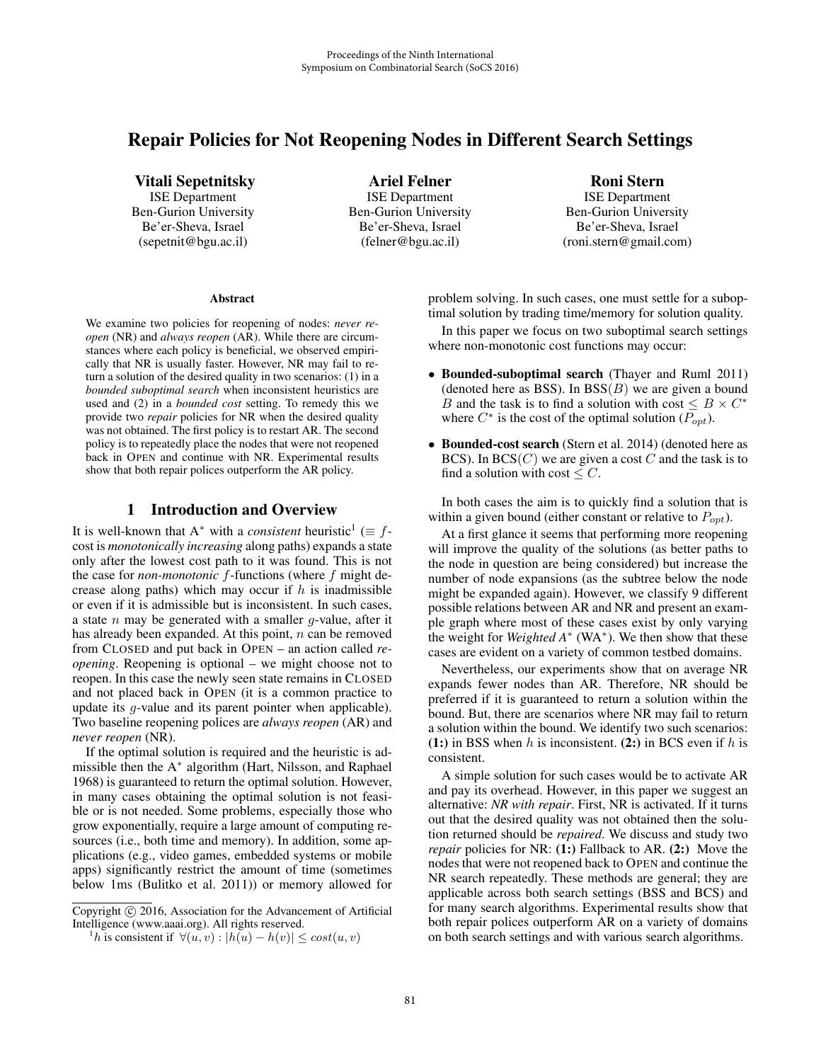# Repair Policies for Not Reopening Nodes in Different Search Settings

**Vitali Sepetnitsky**
ISE Department
Ben-Gurion University
Be'er-Sheva, Israel
(sepetnit@bgu.ac.il)

**Ariel Felner**
ISE Department
Ben-Gurion University
Be'er-Sheva, Israel
(felner@bgu.ac.il)

**Roni Stern**
ISE Department
Ben-Gurion University
Be'er-Sheva, Israel
(roni.stern@gmail.com)

### Abstract

We examine two policies for reopening of nodes: *never reopen* (NR) and *always reopen* (AR). While there are circumstances where each policy is beneficial, we observed empirically that NR is usually faster. However, NR may fail to return a solution of the desired quality in two scenarios: (1) in a *bounded suboptimal search* when inconsistent heuristics are used and (2) in a *bounded cost* setting. To remedy this we provide two *repair* policies for NR when the desired quality was not obtained. The first policy is to restart AR. The second policy is to repeatedly place the nodes that were not reopened back in OPEN and continue with NR. Experimental results show that both repair polices outperform the AR policy.

## 1 Introduction and Overview

It is well-known that A* with a *consistent* heuristic[1] ($\equiv f$-cost is *monotonically increasing* along paths) expands a state only after the lowest cost path to it was found. This is not the case for *non-monotonic* $f$-functions (where $f$ might decrease along paths) which may occur if $h$ is inadmissible or even if it is admissible but is inconsistent. In such cases, a state $n$ may be generated with a smaller $g$-value, after it has already been expanded. At this point, $n$ can be removed from CLOSED and put back in OPEN – an action called *reopening*. Reopening is optional – we might choose not to reopen. In this case the newly seen state remains in CLOSED and not placed back in OPEN (it is a common practice to update its $g$-value and its parent pointer when applicable). Two baseline reopening polices are *always reopen* (AR) and *never reopen* (NR).

If the optimal solution is required and the heuristic is admissible then the A* algorithm (Hart, Nilsson, and Raphael 1968) is guaranteed to return the optimal solution. However, in many cases obtaining the optimal solution is not feasible or is not needed. Some problems, especially those who grow exponentially, require a large amount of computing resources (i.e., both time and memory). In addition, some applications (e.g., video games, embedded systems or mobile apps) significantly restrict the amount of time (sometimes below 1ms (Bulitko et al. 2011)) or memory allowed for problem solving. In such cases, one must settle for a suboptimal solution by trading time/memory for solution quality.

In this paper we focus on two suboptimal search settings where non-monotonic cost functions may occur:

- **Bounded-suboptimal search** (Thayer and Ruml 2011) (denoted here as BSS). In BSS($B$) we are given a bound $B$ and the task is to find a solution with cost $\leq B \times C^*$ where $C^*$ is the cost of the optimal solution ($P_{opt}$).
- **Bounded-cost search** (Stern et al. 2014) (denoted here as BCS). In BCS($C$) we are given a cost $C$ and the task is to find a solution with cost $\leq C$.

In both cases the aim is to quickly find a solution that is within a given bound (either constant or relative to $P_{opt}$).

At a first glance it seems that performing more reopening will improve the quality of the solutions (as better paths to the node in question are being considered) but increase the number of node expansions (as the subtree below the node might be expanded again). However, we classify 9 different possible relations between AR and NR and present an example graph where most of these cases exist by only varying the weight for *Weighted A** (WA*). We then show that these cases are evident on a variety of common testbed domains.

Nevertheless, our experiments show that on average NR expands fewer nodes than AR. Therefore, NR should be preferred if it is guaranteed to return a solution within the bound. But, there are scenarios where NR may fail to return a solution within the bound. We identify two such scenarios: **(1:)** in BSS when $h$ is inconsistent. **(2:)** in BCS even if $h$ is consistent.

A simple solution for such cases would be to activate AR and pay its overhead. However, in this paper we suggest an alternative: *NR with repair*. First, NR is activated. If it turns out that the desired quality was not obtained then the solution returned should be *repaired*. We discuss and study two *repair* policies for NR: **(1:)** Fallback to AR. **(2:)** Move the nodes that were not reopened back to OPEN and continue the NR search repeatedly. These methods are general; they are applicable across both search settings (BSS and BCS) and for many search algorithms. Experimental results show that both repair polices outperform AR on a variety of domains on both search settings and with various search algorithms.

---

Copyright © 2016, Association for the Advancement of Artificial Intelligence (www.aaai.org). All rights reserved.

[1] $h$ is consistent if $\forall(u, v) : |h(u) - h(v)| \leq cost(u, v)$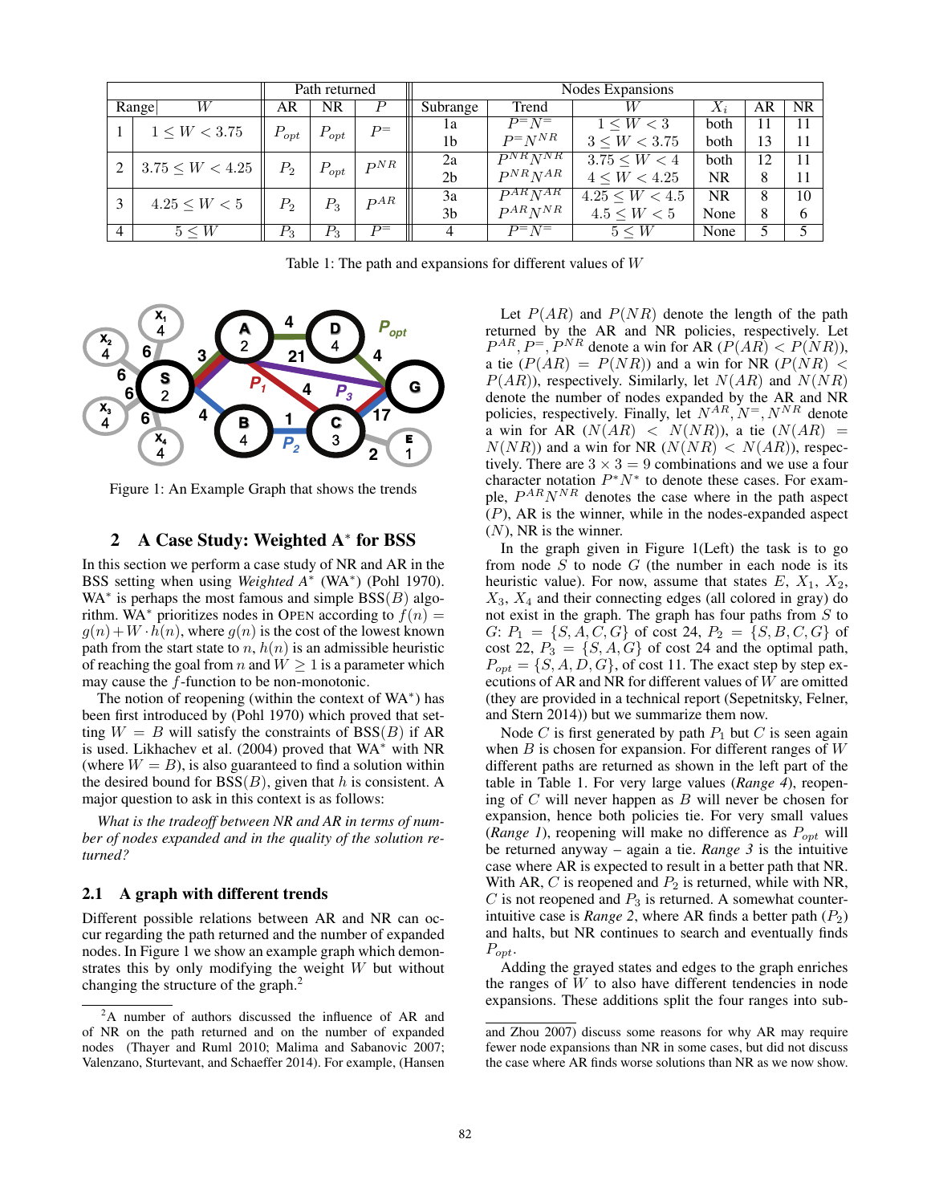| Range | $W$ | Path returned AR | Path returned NR | Path returned $P$ | Subrange | Trend | $W$ | $X_i$ | AR | NR |
|---|---|---|---|---|---|---|---|---|---|---|
| 1 | $1 \leq W < 3.75$ | $P_{opt}$ | $P_{opt}$ | $P^{=}$ | 1a | $P^{=}N^{=}$ | $1 \leq W < 3$ | both | 11 | 11 |
| | | | | | 1b | $P^{=}N^{NR}$ | $3 \leq W < 3.75$ | both | 13 | 11 |
| 2 | $3.75 \leq W < 4.25$ | $P_2$ | $P_{opt}$ | $P^{NR}$ | 2a | $P^{NR}N^{NR}$ | $3.75 \leq W < 4$ | both | 12 | 11 |
| | | | | | 2b | $P^{NR}N^{AR}$ | $4 \leq W < 4.25$ | NR | 8 | 11 |
| 3 | $4.25 \leq W < 5$ | $P_2$ | $P_3$ | $P^{AR}$ | 3a | $P^{AR}N^{AR}$ | $4.25 \leq W < 4.5$ | NR | 8 | 10 |
| | | | | | 3b | $P^{AR}N^{NR}$ | $4.5 \leq W < 5$ | None | 8 | 6 |
| 4 | $5 \leq W$ | $P_3$ | $P_3$ | $P^{=}$ | 4 | $P^{=}N^{=}$ | $5 \leq W$ | None | 5 | 5 |

Table 1: The path and expansions for different values of $W$

Figure 1: An Example Graph that shows the trends

## 2 A Case Study: Weighted A* for BSS

In this section we perform a case study of NR and AR in the BSS setting when using *Weighted A** (WA*) (Pohl 1970). WA* is perhaps the most famous and simple BSS($B$) algorithm. WA* prioritizes nodes in OPEN according to $f(n) = g(n) + W \cdot h(n)$, where $g(n)$ is the cost of the lowest known path from the start state to $n$, $h(n)$ is an admissible heuristic of reaching the goal from $n$ and $W \geq 1$ is a parameter which may cause the $f$-function to be non-monotonic.

The notion of reopening (within the context of WA*) has been first introduced by (Pohl 1970) which proved that setting $W = B$ will satisfy the constraints of BSS($B$) if AR is used. Likhachev et al. (2004) proved that WA* with NR (where $W = B$), is also guaranteed to find a solution within the desired bound for BSS($B$), given that $h$ is consistent. A major question to ask in this context is as follows:

*What is the tradeoff between NR and AR in terms of number of nodes expanded and in the quality of the solution returned?*

### 2.1 A graph with different trends

Different possible relations between AR and NR can occur regarding the path returned and the number of expanded nodes. In Figure 1 we show an example graph which demonstrates this by only modifying the weight $W$ but without changing the structure of the graph.[2]

[2]A number of authors discussed the influence of AR and of NR on the path returned and on the number of expanded nodes (Thayer and Ruml 2010; Malima and Sabanovic 2007; Valenzano, Sturtevant, and Schaeffer 2014). For example, (Hansen and Zhou 2007) discuss some reasons for why AR may require fewer node expansions than NR in some cases, but did not discuss the case where AR finds worse solutions than NR as we now show.

Let $P(AR)$ and $P(NR)$ denote the length of the path returned by the AR and NR policies, respectively. Let $P^{AR}, P^{=}, P^{NR}$ denote a win for AR ($P(AR) < P(NR)$), a tie ($P(AR) = P(NR)$) and a win for NR ($P(NR) < P(AR)$), respectively. Similarly, let $N(AR)$ and $N(NR)$ denote the number of nodes expanded by the AR and NR policies, respectively. Finally, let $N^{AR}, N^{=}, N^{NR}$ denote a win for AR ($N(AR) < N(NR)$), a tie ($N(AR) = N(NR)$) and a win for NR ($N(NR) < N(AR)$), respectively. There are $3 \times 3 = 9$ combinations and we use a four character notation $P^*N^*$ to denote these cases. For example, $P^{AR}N^{NR}$ denotes the case where in the path aspect ($P$), AR is the winner, while in the nodes-expanded aspect ($N$), NR is the winner.

In the graph given in Figure 1(Left) the task is to go from node $S$ to node $G$ (the number in each node is its heuristic value). For now, assume that states $E$, $X_1$, $X_2$, $X_3$, $X_4$ and their connecting edges (all colored in gray) do not exist in the graph. The graph has four paths from $S$ to $G$: $P_1 = \{S, A, C, G\}$ of cost 24, $P_2 = \{S, B, C, G\}$ of cost 22, $P_3 = \{S, A, G\}$ of cost 24 and the optimal path, $P_{opt} = \{S, A, D, G\}$, of cost 11. The exact step by step executions of AR and NR for different values of $W$ are omitted (they are provided in a technical report (Sepetnitsky, Felner, and Stern 2014)) but we summarize them now.

Node $C$ is first generated by path $P_1$ but $C$ is seen again when $B$ is chosen for expansion. For different ranges of $W$ different paths are returned as shown in the left part of the table in Table 1. For very large values (*Range 4*), reopening of $C$ will never happen as $B$ will never be chosen for expansion, hence both policies tie. For very small values (*Range 1*), reopening will make no difference as $P_{opt}$ will be returned anyway – again a tie. *Range 3* is the intuitive case where AR is expected to result in a better path that NR. With AR, $C$ is reopened and $P_2$ is returned, while with NR, $C$ is not reopened and $P_3$ is returned. A somewhat counter-intuitive case is *Range 2*, where AR finds a better path ($P_2$) and halts, but NR continues to search and eventually finds $P_{opt}$.

Adding the grayed states and edges to the graph enriches the ranges of $W$ to also have different tendencies in node expansions. These additions split the four ranges into sub-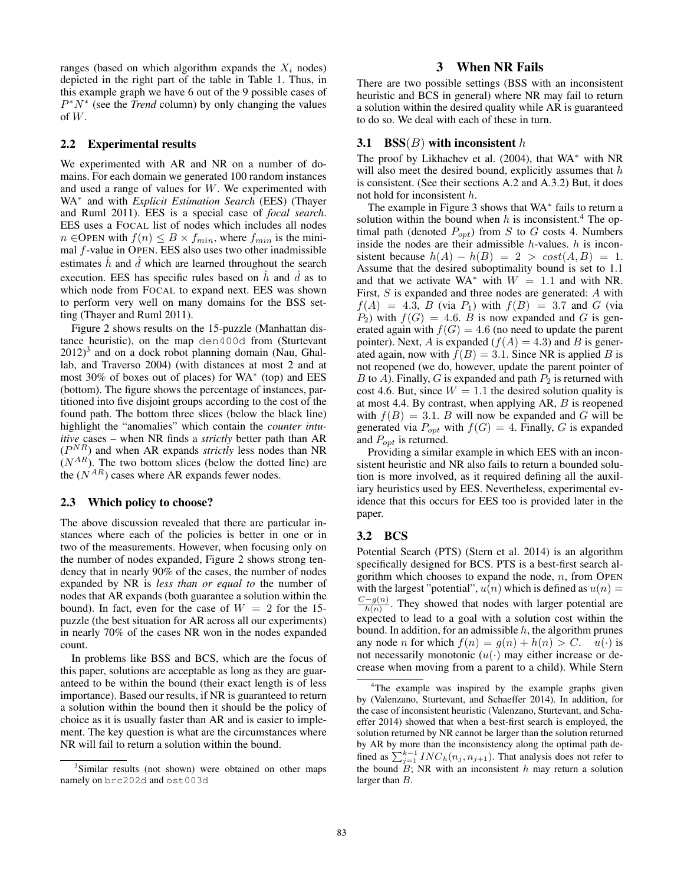ranges (based on which algorithm expands the $X_i$ nodes) depicted in the right part of the table in Table 1. Thus, in this example graph we have 6 out of the 9 possible cases of $P^*N^*$ (see the *Trend* column) by only changing the values of $W$.

## 2.2 Experimental results

We experimented with AR and NR on a number of domains. For each domain we generated 100 random instances and used a range of values for $W$. We experimented with WA$^*$ and with *Explicit Estimation Search* (EES) (Thayer and Ruml 2011). EES is a special case of *focal search*. EES uses a FOCAL list of nodes which includes all nodes $n \in$OPEN with $f(n) \leq B \times f_{min}$, where $f_{min}$ is the minimal $f$-value in OPEN. EES also uses two other inadmissible estimates $\hat{h}$ and $\hat{d}$ which are learned throughout the search execution. EES has specific rules based on $\hat{h}$ and $\hat{d}$ as to which node from FOCAL to expand next. EES was shown to perform very well on many domains for the BSS setting (Thayer and Ruml 2011).

Figure 2 shows results on the 15-puzzle (Manhattan distance heuristic), on the map `den400d` from (Sturtevant 2012)[3] and on a dock robot planning domain (Nau, Ghallab, and Traverso 2004) (with distances at most 2 and at most 30% of boxes out of places) for WA$^*$ (top) and EES (bottom). The figure shows the percentage of instances, partitioned into five disjoint groups according to the cost of the found path. The bottom three slices (below the black line) highlight the "anomalies" which contain the *counter intuitive* cases – when NR finds a *strictly* better path than AR ($P^{NR}$) and when AR expands *strictly* less nodes than NR ($N^{AR}$). The two bottom slices (below the dotted line) are the ($N^{AR}$) cases where AR expands fewer nodes.

## 2.3 Which policy to choose?

The above discussion revealed that there are particular instances where each of the policies is better in one or in two of the measurements. However, when focusing only on the number of nodes expanded, Figure 2 shows strong tendency that in nearly 90% of the cases, the number of nodes expanded by NR is *less than or equal to* the number of nodes that AR expands (both guarantee a solution within the bound). In fact, even for the case of $W = 2$ for the 15-puzzle (the best situation for AR across all our experiments) in nearly 70% of the cases NR won in the nodes expanded count.

In problems like BSS and BCS, which are the focus of this paper, solutions are acceptable as long as they are guaranteed to be within the bound (their exact length is of less importance). Based our results, if NR is guaranteed to return a solution within the bound then it should be the policy of choice as it is usually faster than AR and is easier to implement. The key question is what are the circumstances where NR will fail to return a solution within the bound.

[3]Similar results (not shown) were obtained on other maps namely on `brc202d` and `ost003d`

# 3 When NR Fails

There are two possible settings (BSS with an inconsistent heuristic and BCS in general) where NR may fail to return a solution within the desired quality while AR is guaranteed to do so. We deal with each of these in turn.

## 3.1 BSS($B$) with inconsistent $h$

The proof by Likhachev et al. (2004), that WA$^*$ with NR will also meet the desired bound, explicitly assumes that $h$ is consistent. (See their sections A.2 and A.3.2) But, it does not hold for inconsistent $h$.

The example in Figure 3 shows that WA$^*$ fails to return a solution within the bound when $h$ is inconsistent.[4] The optimal path (denoted $P_{opt}$) from $S$ to $G$ costs 4. Numbers inside the nodes are their admissible $h$-values. $h$ is inconsistent because $h(A) - h(B) = 2 > cost(A, B) = 1$. Assume that the desired suboptimality bound is set to 1.1 and that we activate WA$^*$ with $W = 1.1$ and with NR. First, $S$ is expanded and three nodes are generated: $A$ with $f(A) = 4.3$, $B$ (via $P_1$) with $f(B) = 3.7$ and $G$ (via $P_2$) with $f(G) = 4.6$. $B$ is now expanded and $G$ is generated again with $f(G) = 4.6$ (no need to update the parent pointer). Next, $A$ is expanded ($f(A) = 4.3$) and $B$ is generated again, now with $f(B) = 3.1$. Since NR is applied $B$ is not reopened (we do, however, update the parent pointer of $B$ to $A$). Finally, $G$ is expanded and path $P_2$ is returned with cost 4.6. But, since $W = 1.1$ the desired solution quality is at most 4.4. By contrast, when applying AR, $B$ is reopened with $f(B) = 3.1$. $B$ will now be expanded and $G$ will be generated via $P_{opt}$ with $f(G) = 4$. Finally, $G$ is expanded and $P_{opt}$ is returned.

Providing a similar example in which EES with an inconsistent heuristic and NR also fails to return a bounded solution is more involved, as it required defining all the auxiliary heuristics used by EES. Nevertheless, experimental evidence that this occurs for EES too is provided later in the paper.

## 3.2 BCS

Potential Search (PTS) (Stern et al. 2014) is an algorithm specifically designed for BCS. PTS is a best-first search algorithm which chooses to expand the node, $n$, from OPEN with the largest "potential", $u(n)$ which is defined as $u(n) = \frac{C-g(n)}{h(n)}$. They showed that nodes with larger potential are expected to lead to a goal with a solution cost within the bound. In addition, for an admissible $h$, the algorithm prunes any node $n$ for which $f(n) = g(n) + h(n) > C$. $u(\cdot)$ is not necessarily monotonic ($u(\cdot)$ may either increase or decrease when moving from a parent to a child). While Stern

[4]The example was inspired by the example graphs given by (Valenzano, Sturtevant, and Schaeffer 2014). In addition, for the case of inconsistent heuristic (Valenzano, Sturtevant, and Schaeffer 2014) showed that when a best-first search is employed, the solution returned by NR cannot be larger than the solution returned by AR by more than the inconsistency along the optimal path defined as $\sum_{j=1}^{k-1} INC_h(n_j, n_{j+1})$. That analysis does not refer to the bound $B$; NR with an inconsistent $h$ may return a solution larger than $B$.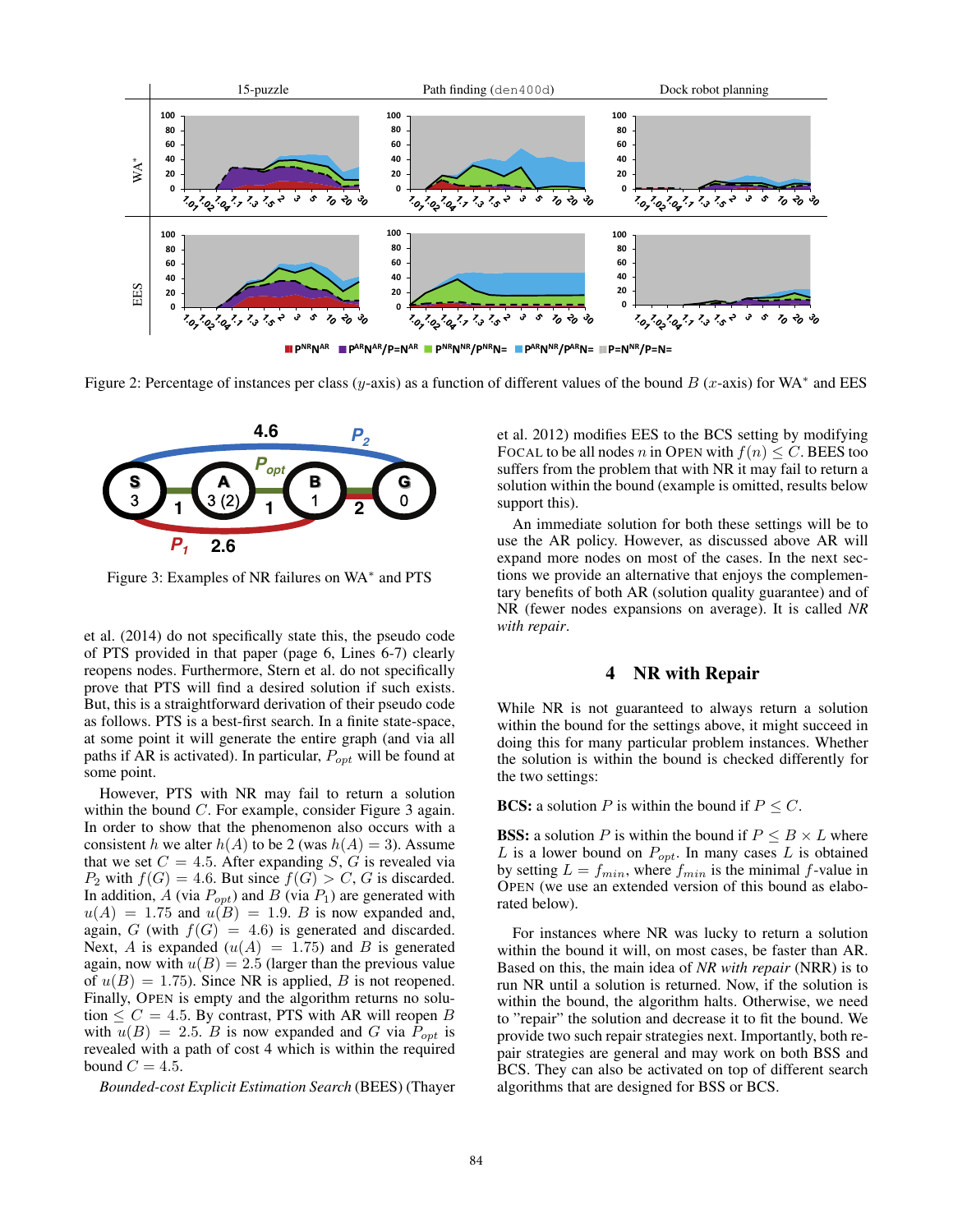Figure 2: Percentage of instances per class ($y$-axis) as a function of different values of the bound $B$ ($x$-axis) for WA* and EES

Figure 3: Examples of NR failures on WA* and PTS

et al. (2014) do not specifically state this, the pseudo code of PTS provided in that paper (page 6, Lines 6-7) clearly reopens nodes. Furthermore, Stern et al. do not specifically prove that PTS will find a desired solution if such exists. But, this is a straightforward derivation of their pseudo code as follows. PTS is a best-first search. In a finite state-space, at some point it will generate the entire graph (and via all paths if AR is activated). In particular, $P_{opt}$ will be found at some point.

However, PTS with NR may fail to return a solution within the bound $C$. For example, consider Figure 3 again. In order to show that the phenomenon also occurs with a consistent $h$ we alter $h(A)$ to be 2 (was $h(A) = 3$). Assume that we set $C = 4.5$. After expanding $S$, $G$ is revealed via $P_2$ with $f(G) = 4.6$. But since $f(G) > C$, $G$ is discarded. In addition, $A$ (via $P_{opt}$) and $B$ (via $P_1$) are generated with $u(A) = 1.75$ and $u(B) = 1.9$. $B$ is now expanded and, again, $G$ (with $f(G) = 4.6$) is generated and discarded. Next, $A$ is expanded ($u(A) = 1.75$) and $B$ is generated again, now with $u(B) = 2.5$ (larger than the previous value of $u(B) = 1.75$). Since NR is applied, $B$ is not reopened. Finally, OPEN is empty and the algorithm returns no solution $\leq C = 4.5$. By contrast, PTS with AR will reopen $B$ with $u(B) = 2.5$. $B$ is now expanded and $G$ via $P_{opt}$ is revealed with a path of cost 4 which is within the required bound $C = 4.5$.

*Bounded-cost Explicit Estimation Search* (BEES) (Thayer et al. 2012) modifies EES to the BCS setting by modifying FOCAL to be all nodes $n$ in OPEN with $f(n) \leq C$. BEES too suffers from the problem that with NR it may fail to return a solution within the bound (example is omitted, results below support this).

An immediate solution for both these settings will be to use the AR policy. However, as discussed above AR will expand more nodes on most of the cases. In the next sections we provide an alternative that enjoys the complementary benefits of both AR (solution quality guarantee) and of NR (fewer nodes expansions on average). It is called *NR with repair*.

## 4 NR with Repair

While NR is not guaranteed to always return a solution within the bound for the settings above, it might succeed in doing this for many particular problem instances. Whether the solution is within the bound is checked differently for the two settings:

**BCS:** a solution $P$ is within the bound if $P \leq C$.

**BSS:** a solution $P$ is within the bound if $P \leq B \times L$ where $L$ is a lower bound on $P_{opt}$. In many cases $L$ is obtained by setting $L = f_{min}$, where $f_{min}$ is the minimal $f$-value in OPEN (we use an extended version of this bound as elaborated below).

For instances where NR was lucky to return a solution within the bound it will, on most cases, be faster than AR. Based on this, the main idea of *NR with repair* (NRR) is to run NR until a solution is returned. Now, if the solution is within the bound, the algorithm halts. Otherwise, we need to "repair" the solution and decrease it to fit the bound. We provide two such repair strategies next. Importantly, both repair strategies are general and may work on both BSS and BCS. They can also be activated on top of different search algorithms that are designed for BSS or BCS.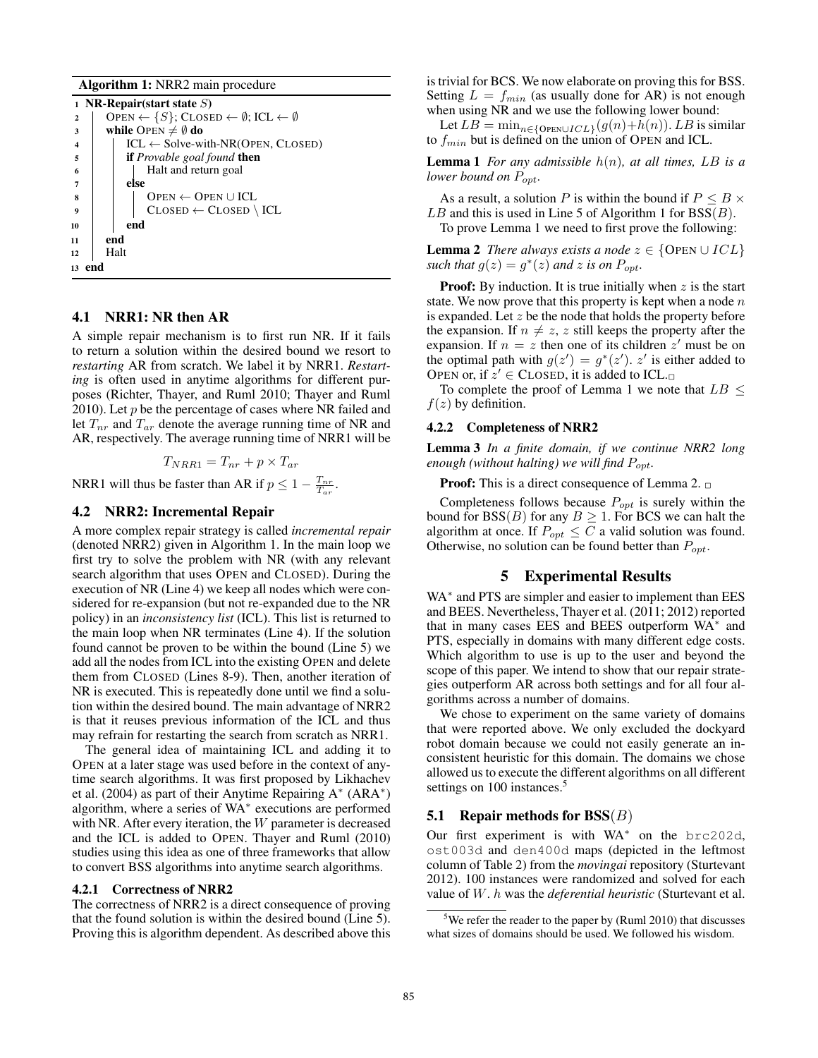**Algorithm 1:** NRR2 main procedure

```
1  NR-Repair(start state S)
2  |  OPEN ← {S}; CLOSED ← ∅; ICL ← ∅
3  |  while OPEN ≠ ∅ do
4  |  |  ICL ← Solve-with-NR(OPEN, CLOSED)
5  |  |  if Provable goal found then
6  |  |  |  Halt and return goal
7  |  |  else
8  |  |  |  OPEN ← OPEN ∪ ICL
9  |  |  |  CLOSED ← CLOSED \ ICL
10 |  |  end
11 |  end
12 |  Halt
13 end
```

### 4.1 NRR1: NR then AR

A simple repair mechanism is to first run NR. If it fails to return a solution within the desired bound we resort to *restarting* AR from scratch. We label it by NRR1. *Restarting* is often used in anytime algorithms for different purposes (Richter, Thayer, and Ruml 2010; Thayer and Ruml 2010). Let $p$ be the percentage of cases where NR failed and let $T_{nr}$ and $T_{ar}$ denote the average running time of NR and AR, respectively. The average running time of NRR1 will be

$$T_{NRR1} = T_{nr} + p \times T_{ar}$$

NRR1 will thus be faster than AR if $p \leq 1 - \frac{T_{nr}}{T_{ar}}$.

### 4.2 NRR2: Incremental Repair

A more complex repair strategy is called *incremental repair* (denoted NRR2) given in Algorithm 1. In the main loop we first try to solve the problem with NR (with any relevant search algorithm that uses OPEN and CLOSED). During the execution of NR (Line 4) we keep all nodes which were considered for re-expansion (but not re-expanded due to the NR policy) in an *inconsistency list* (ICL). This list is returned to the main loop when NR terminates (Line 4). If the solution found cannot be proven to be within the bound (Line 5) we add all the nodes from ICL into the existing OPEN and delete them from CLOSED (Lines 8-9). Then, another iteration of NR is executed. This is repeatedly done until we find a solution within the desired bound. The main advantage of NRR2 is that it reuses previous information of the ICL and thus may refrain for restarting the search from scratch as NRR1.

The general idea of maintaining ICL and adding it to OPEN at a later stage was used before in the context of anytime search algorithms. It was first proposed by Likhachev et al. (2004) as part of their Anytime Repairing A$^*$ (ARA$^*$) algorithm, where a series of WA$^*$ executions are performed with NR. After every iteration, the $W$ parameter is decreased and the ICL is added to OPEN. Thayer and Ruml (2010) studies using this idea as one of three frameworks that allow to convert BSS algorithms into anytime search algorithms.

#### 4.2.1 Correctness of NRR2

The correctness of NRR2 is a direct consequence of proving that the found solution is within the desired bound (Line 5). Proving this is algorithm dependent. As described above this is trivial for BCS. We now elaborate on proving this for BSS. Setting $L = f_{min}$ (as usually done for AR) is not enough when using NR and we use the following lower bound:

Let $LB = \min_{n \in \{\text{OPEN} \cup ICL\}}(g(n)+h(n))$. $LB$ is similar to $f_{min}$ but is defined on the union of OPEN and ICL.

**Lemma 1** *For any admissible $h(n)$, at all times, $LB$ is a lower bound on $P_{opt}$.*

As a result, a solution $P$ is within the bound if $P \leq B \times LB$ and this is used in Line 5 of Algorithm 1 for BSS($B$).

To prove Lemma 1 we need to first prove the following:

**Lemma 2** *There always exists a node $z \in \{\text{OPEN} \cup ICL\}$ such that $g(z) = g^*(z)$ and $z$ is on $P_{opt}$.*

**Proof:** By induction. It is true initially when $z$ is the start state. We now prove that this property is kept when a node $n$ is expanded. Let $z$ be the node that holds the property before the expansion. If $n \neq z$, $z$ still keeps the property after the expansion. If $n = z$ then one of its children $z'$ must be on the optimal path with $g(z') = g^*(z')$. $z'$ is either added to OPEN or, if $z' \in$ CLOSED, it is added to ICL.□

To complete the proof of Lemma 1 we note that $LB \leq f(z)$ by definition.

#### 4.2.2 Completeness of NRR2

**Lemma 3** *In a finite domain, if we continue NRR2 long enough (without halting) we will find $P_{opt}$.*

**Proof:** This is a direct consequence of Lemma 2. □

Completeness follows because $P_{opt}$ is surely within the bound for BSS($B$) for any $B \geq 1$. For BCS we can halt the algorithm at once. If $P_{opt} \leq C$ a valid solution was found. Otherwise, no solution can be found better than $P_{opt}$.

## 5 Experimental Results

WA$^*$ and PTS are simpler and easier to implement than EES and BEES. Nevertheless, Thayer et al. (2011; 2012) reported that in many cases EES and BEES outperform WA$^*$ and PTS, especially in domains with many different edge costs. Which algorithm to use is up to the user and beyond the scope of this paper. We intend to show that our repair strategies outperform AR across both settings and for all four algorithms across a number of domains.

We chose to experiment on the same variety of domains that were reported above. We only excluded the dockyard robot domain because we could not easily generate an inconsistent heuristic for this domain. The domains we chose allowed us to execute the different algorithms on all different settings on 100 instances.[5]

### 5.1 Repair methods for BSS($B$)

Our first experiment is with WA$^*$ on the `brc202d`, `ost003d` and `den400d` maps (depicted in the leftmost column of Table 2) from the *movingai* repository (Sturtevant 2012). 100 instances were randomized and solved for each value of $W$. $h$ was the *deferential heuristic* (Sturtevant et al.

[5]We refer the reader to the paper by (Ruml 2010) that discusses what sizes of domains should be used. We followed his wisdom.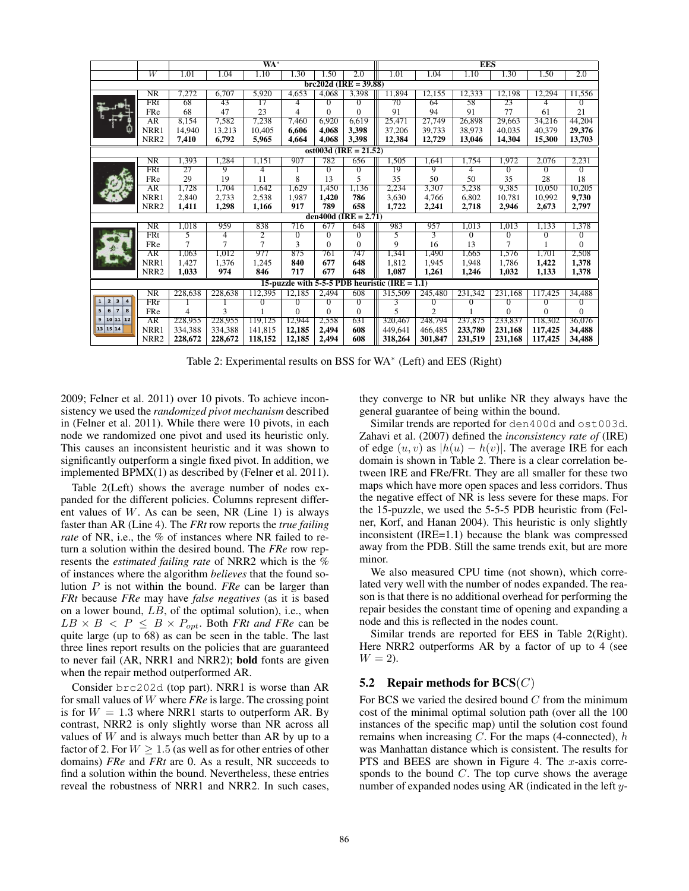| | $W$ | WA* 1.01 | 1.04 | 1.10 | 1.30 | 1.50 | 2.0 | EES 1.01 | 1.04 | 1.10 | 1.30 | 1.50 | 2.0 |
|---|---|---|---|---|---|---|---|---|---|---|---|---|---|
| **brc202d (IRE = 39.88)** | | | | | | | | | | | | | |
| | NR | 7,272 | 6,707 | 5,920 | 4,653 | 4,068 | 3,398 | 11,894 | 12,155 | 12,333 | 12,198 | 12,294 | 11,556 |
| | FRt | 68 | 43 | 17 | 4 | 0 | 0 | 70 | 64 | 58 | 23 | 4 | 0 |
| | FRe | 68 | 47 | 23 | 4 | 0 | 0 | 91 | 94 | 91 | 77 | 61 | 21 |
| | AR | 8,154 | 7,582 | 7,238 | 7,460 | 6,920 | 6,619 | 25,471 | 27,749 | 26,898 | 29,663 | 34,216 | 44,204 |
| | NRR1 | 14,940 | 13,213 | 10,405 | **6,606** | **4,068** | **3,398** | 37,206 | 39,733 | 38,973 | 40,035 | 40,379 | **29,376** |
| | NRR2 | **7,410** | **6,792** | **5,965** | **4,664** | **4,068** | **3,398** | **12,384** | **12,729** | **13,046** | **14,304** | **15,300** | **13,703** |
| **ost003d (IRE = 21.52)** | | | | | | | | | | | | | |
| | NR | 1,393 | 1,284 | 1,151 | 907 | 782 | 656 | 1,505 | 1,641 | 1,754 | 1,972 | 2,076 | 2,231 |
| | FRt | 27 | 9 | 4 | 1 | 0 | 0 | 19 | 9 | 4 | 0 | 0 | 0 |
| | FRe | 29 | 19 | 11 | 8 | 13 | 5 | 35 | 50 | 50 | 35 | 28 | 18 |
| | AR | 1,728 | 1,704 | 1,642 | 1,629 | 1,450 | 1,136 | 2,234 | 3,307 | 5,238 | 9,385 | 10,050 | 10,205 |
| | NRR1 | 2,840 | 2,733 | 2,538 | 1,987 | **1,420** | **786** | 3,630 | 4,766 | 6,802 | 10,781 | 10,992 | **9,730** |
| | NRR2 | **1,411** | **1,298** | **1,166** | **917** | **789** | **658** | **1,722** | **2,241** | **2,718** | **2,946** | **2,673** | **2,797** |
| **den400d (IRE = 2.71)** | | | | | | | | | | | | | |
| | NR | 1,018 | 959 | 838 | 716 | 677 | 648 | 983 | 957 | 1,013 | 1,013 | 1,133 | 1,378 |
| | FRt | 5 | 4 | 2 | 0 | 0 | 0 | 5 | 3 | 0 | 0 | 0 | 0 |
| | FRe | 7 | 7 | 7 | 3 | 0 | 0 | 9 | 16 | 13 | 7 | 1 | 0 |
| | AR | 1,063 | 1,012 | 977 | 875 | 761 | 747 | 1,341 | 1,490 | 1,665 | 1,576 | 1,701 | 2,508 |
| | NRR1 | 1,427 | 1,376 | 1,245 | **840** | **677** | **648** | 1,812 | 1,945 | 1,948 | 1,786 | **1,422** | **1,378** |
| | NRR2 | **1,033** | **974** | **846** | **717** | **677** | **648** | **1,087** | **1,261** | **1,246** | **1,032** | **1,133** | **1,378** |
| **15-puzzle with 5-5-5 PDB heuristic (IRE = 1.1)** | | | | | | | | | | | | | |
| | NR | 228,638 | 228,638 | 112,395 | 12,185 | 2,494 | 608 | 315,509 | 245,480 | 231,342 | 231,168 | 117,425 | 34,488 |
| | FRr | 1 | 1 | 0 | 0 | 0 | 0 | 3 | 0 | 0 | 0 | 0 | 0 |
| | FRe | 4 | 3 | 1 | 0 | 0 | 0 | 5 | 2 | 1 | 0 | 0 | 0 |
| | AR | 228,955 | 228,955 | 119,125 | 12,944 | 2,558 | 631 | 320,467 | 248,794 | 237,875 | 233,837 | 118,302 | 36,076 |
| | NRR1 | 334,388 | 334,388 | 141,815 | **12,185** | **2,494** | **608** | 449,641 | 466,485 | **233,780** | **231,168** | **117,425** | **34,488** |
| | NRR2 | **228,672** | **228,672** | **118,152** | **12,185** | **2,494** | **608** | **318,264** | 301,847 | **231,519** | **231,168** | **117,425** | **34,488** |

Table 2: Experimental results on BSS for WA* (Left) and EES (Right)

2009; Felner et al. 2011) over 10 pivots. To achieve inconsistency we used the *randomized pivot mechanism* described in (Felner et al. 2011). While there were 10 pivots, in each node we randomized one pivot and used its heuristic only. This causes an inconsistent heuristic and it was shown to significantly outperform a single fixed pivot. In addition, we implemented BPMX(1) as described by (Felner et al. 2011).

Table 2(Left) shows the average number of nodes expanded for the different policies. Columns represent different values of $W$. As can be seen, NR (Line 1) is always faster than AR (Line 4). The *FRt* row reports the *true failing rate* of NR, i.e., the % of instances where NR failed to return a solution within the desired bound. The *FRe* row represents the *estimated failing rate* of NRR2 which is the % of instances where the algorithm *believes* that the found solution $P$ is not within the bound. *FRe* can be larger than *FRt* because *FRe* may have *false negatives* (as it is based on a lower bound, $LB$, of the optimal solution), i.e., when $LB \times B < P \leq B \times P_{opt}$. Both *FRt and FRe* can be quite large (up to 68) as can be seen in the table. The last three lines report results on the policies that are guaranteed to never fail (AR, NRR1 and NRR2); **bold** fonts are given when the repair method outperformed AR.

Consider brc202d (top part). NRR1 is worse than AR for small values of $W$ where *FRe* is large. The crossing point is for $W = 1.3$ where NRR1 starts to outperform AR. By contrast, NRR2 is only slightly worse than NR across all values of $W$ and is always much better than AR by up to a factor of 2. For $W \geq 1.5$ (as well as for other entries of other domains) *FRe* and *FRt* are 0. As a result, NR succeeds to find a solution within the bound. Nevertheless, these entries reveal the robustness of NRR1 and NRR2. In such cases, they converge to NR but unlike NR they always have the general guarantee of being within the bound.

Similar trends are reported for den400d and ost003d. Zahavi et al. (2007) defined the *inconsistency rate of* (IRE) of edge $(u, v)$ as $|h(u) - h(v)|$. The average IRE for each domain is shown in Table 2. There is a clear correlation between IRE and FRe/FRt. They are all smaller for these two maps which have more open spaces and less corridors. Thus the negative effect of NR is less severe for these maps. For the 15-puzzle, we used the 5-5-5 PDB heuristic from (Felner, Korf, and Hanan 2004). This heuristic is only slightly inconsistent (IRE=1.1) because the blank was compressed away from the PDB. Still the same trends exit, but are more minor.

We also measured CPU time (not shown), which correlated very well with the number of nodes expanded. The reason is that there is no additional overhead for performing the repair besides the constant time of opening and expanding a node and this is reflected in the nodes count.

Similar trends are reported for EES in Table 2(Right). Here NRR2 outperforms AR by a factor of up to 4 (see $W = 2$).

### 5.2 Repair methods for BCS($C$)

For BCS we varied the desired bound $C$ from the minimum cost of the minimal optimal solution path (over all the 100 instances of the specific map) until the solution cost found remains when increasing $C$. For the maps (4-connected), $h$ was Manhattan distance which is consistent. The results for PTS and BEES are shown in Figure 4. The $x$-axis corresponds to the bound $C$. The top curve shows the average number of expanded nodes using AR (indicated in the left $y$-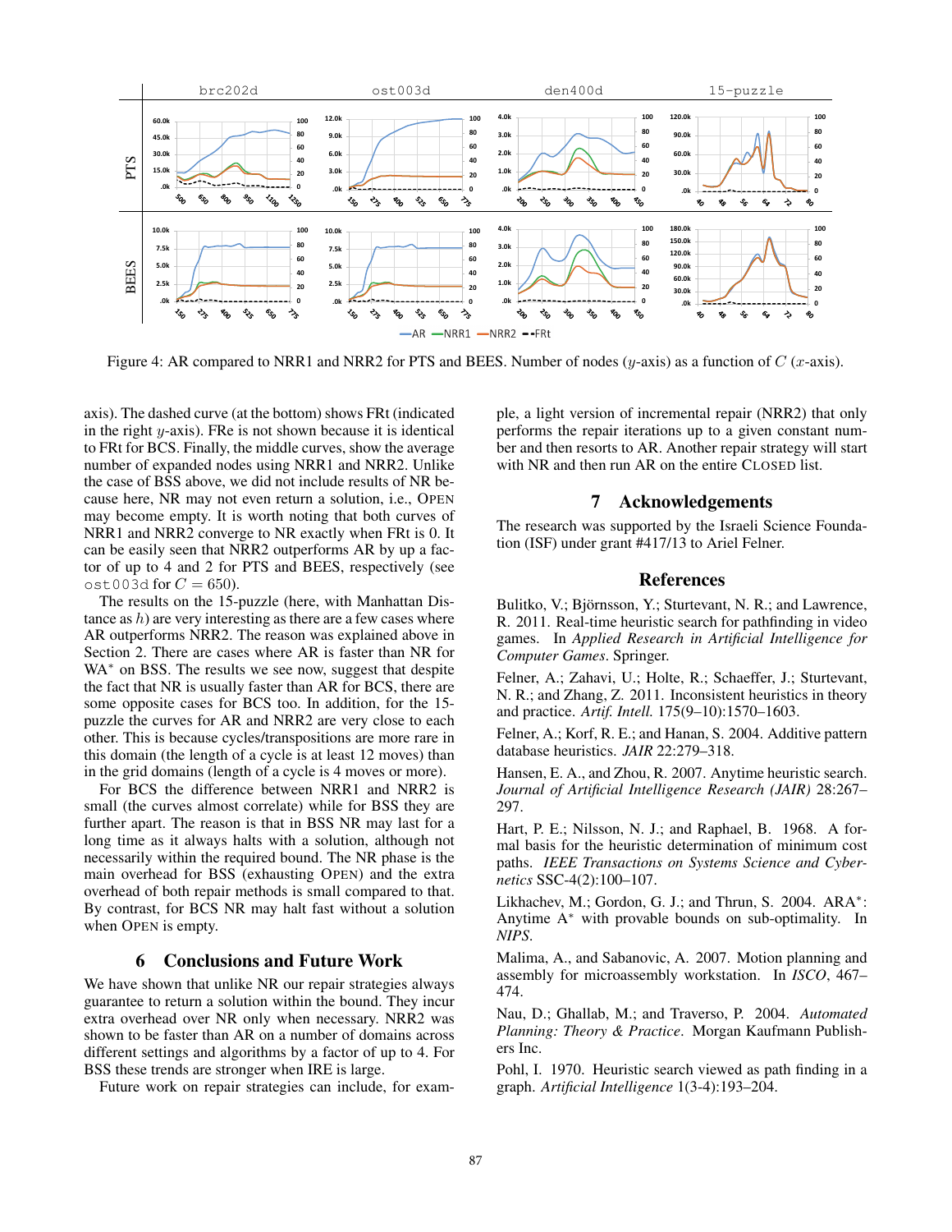Figure 4: AR compared to NRR1 and NRR2 for PTS and BEES. Number of nodes ($y$-axis) as a function of $C$ ($x$-axis).

axis). The dashed curve (at the bottom) shows FRt (indicated in the right $y$-axis). FRe is not shown because it is identical to FRt for BCS. Finally, the middle curves, show the average number of expanded nodes using NRR1 and NRR2. Unlike the case of BSS above, we did not include results of NR because here, NR may not even return a solution, i.e., OPEN may become empty. It is worth noting that both curves of NRR1 and NRR2 converge to NR exactly when FRt is 0. It can be easily seen that NRR2 outperforms AR by up a factor of up to 4 and 2 for PTS and BEES, respectively (see `ost003d` for $C = 650$).

The results on the 15-puzzle (here, with Manhattan Distance as $h$) are very interesting as there are a few cases where AR outperforms NRR2. The reason was explained above in Section 2. There are cases where AR is faster than NR for WA* on BSS. The results we see now, suggest that despite the fact that NR is usually faster than AR for BCS, there are some opposite cases for BCS too. In addition, for the 15-puzzle the curves for AR and NRR2 are very close to each other. This is because cycles/transpositions are more rare in this domain (the length of a cycle is at least 12 moves) than in the grid domains (length of a cycle is 4 moves or more).

For BCS the difference between NRR1 and NRR2 is small (the curves almost correlate) while for BSS they are further apart. The reason is that in BSS NR may last for a long time as it always halts with a solution, although not necessarily within the required bound. The NR phase is the main overhead for BSS (exhausting OPEN) and the extra overhead of both repair methods is small compared to that. By contrast, for BCS NR may halt fast without a solution when OPEN is empty.

## 6 Conclusions and Future Work

We have shown that unlike NR our repair strategies always guarantee to return a solution within the bound. They incur extra overhead over NR only when necessary. NRR2 was shown to be faster than AR on a number of domains across different settings and algorithms by a factor of up to 4. For BSS these trends are stronger when IRE is large.

Future work on repair strategies can include, for example, a light version of incremental repair (NRR2) that only performs the repair iterations up to a given constant number and then resorts to AR. Another repair strategy will start with NR and then run AR on the entire CLOSED list.

## 7 Acknowledgements

The research was supported by the Israeli Science Foundation (ISF) under grant #417/13 to Ariel Felner.

## References

Bulitko, V.; Björnsson, Y.; Sturtevant, N. R.; and Lawrence, R. 2011. Real-time heuristic search for pathfinding in video games. In *Applied Research in Artificial Intelligence for Computer Games*. Springer.

Felner, A.; Zahavi, U.; Holte, R.; Schaeffer, J.; Sturtevant, N. R.; and Zhang, Z. 2011. Inconsistent heuristics in theory and practice. *Artif. Intell.* 175(9–10):1570–1603.

Felner, A.; Korf, R. E.; and Hanan, S. 2004. Additive pattern database heuristics. *JAIR* 22:279–318.

Hansen, E. A., and Zhou, R. 2007. Anytime heuristic search. *Journal of Artificial Intelligence Research (JAIR)* 28:267–297.

Hart, P. E.; Nilsson, N. J.; and Raphael, B. 1968. A formal basis for the heuristic determination of minimum cost paths. *IEEE Transactions on Systems Science and Cybernetics* SSC-4(2):100–107.

Likhachev, M.; Gordon, G. J.; and Thrun, S. 2004. ARA*: Anytime A* with provable bounds on sub-optimality. In *NIPS*.

Malima, A., and Sabanovic, A. 2007. Motion planning and assembly for microassembly workstation. In *ISCO*, 467–474.

Nau, D.; Ghallab, M.; and Traverso, P. 2004. *Automated Planning: Theory & Practice*. Morgan Kaufmann Publishers Inc.

Pohl, I. 1970. Heuristic search viewed as path finding in a graph. *Artificial Intelligence* 1(3-4):193–204.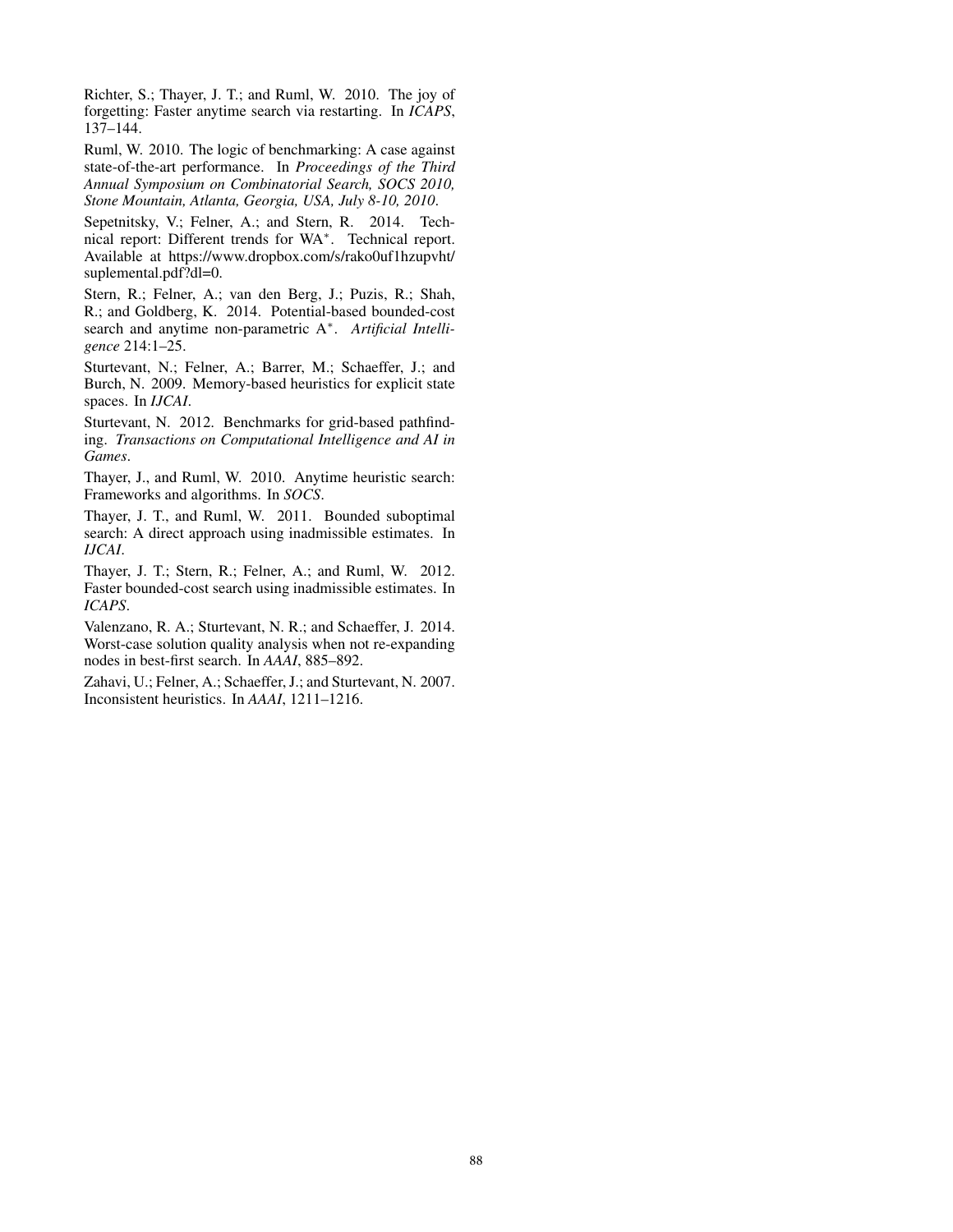Richter, S.; Thayer, J. T.; and Ruml, W. 2010. The joy of forgetting: Faster anytime search via restarting. In *ICAPS*, 137–144.

Ruml, W. 2010. The logic of benchmarking: A case against state-of-the-art performance. In *Proceedings of the Third Annual Symposium on Combinatorial Search, SOCS 2010, Stone Mountain, Atlanta, Georgia, USA, July 8-10, 2010*.

Sepetnitsky, V.; Felner, A.; and Stern, R. 2014. Technical report: Different trends for WA$^*$. Technical report. Available at https://www.dropbox.com/s/rako0uf1hzupvht/suplemental.pdf?dl=0.

Stern, R.; Felner, A.; van den Berg, J.; Puzis, R.; Shah, R.; and Goldberg, K. 2014. Potential-based bounded-cost search and anytime non-parametric A$^*$. *Artificial Intelligence* 214:1–25.

Sturtevant, N.; Felner, A.; Barrer, M.; Schaeffer, J.; and Burch, N. 2009. Memory-based heuristics for explicit state spaces. In *IJCAI*.

Sturtevant, N. 2012. Benchmarks for grid-based pathfinding. *Transactions on Computational Intelligence and AI in Games*.

Thayer, J., and Ruml, W. 2010. Anytime heuristic search: Frameworks and algorithms. In *SOCS*.

Thayer, J. T., and Ruml, W. 2011. Bounded suboptimal search: A direct approach using inadmissible estimates. In *IJCAI*.

Thayer, J. T.; Stern, R.; Felner, A.; and Ruml, W. 2012. Faster bounded-cost search using inadmissible estimates. In *ICAPS*.

Valenzano, R. A.; Sturtevant, N. R.; and Schaeffer, J. 2014. Worst-case solution quality analysis when not re-expanding nodes in best-first search. In *AAAI*, 885–892.

Zahavi, U.; Felner, A.; Schaeffer, J.; and Sturtevant, N. 2007. Inconsistent heuristics. In *AAAI*, 1211–1216.